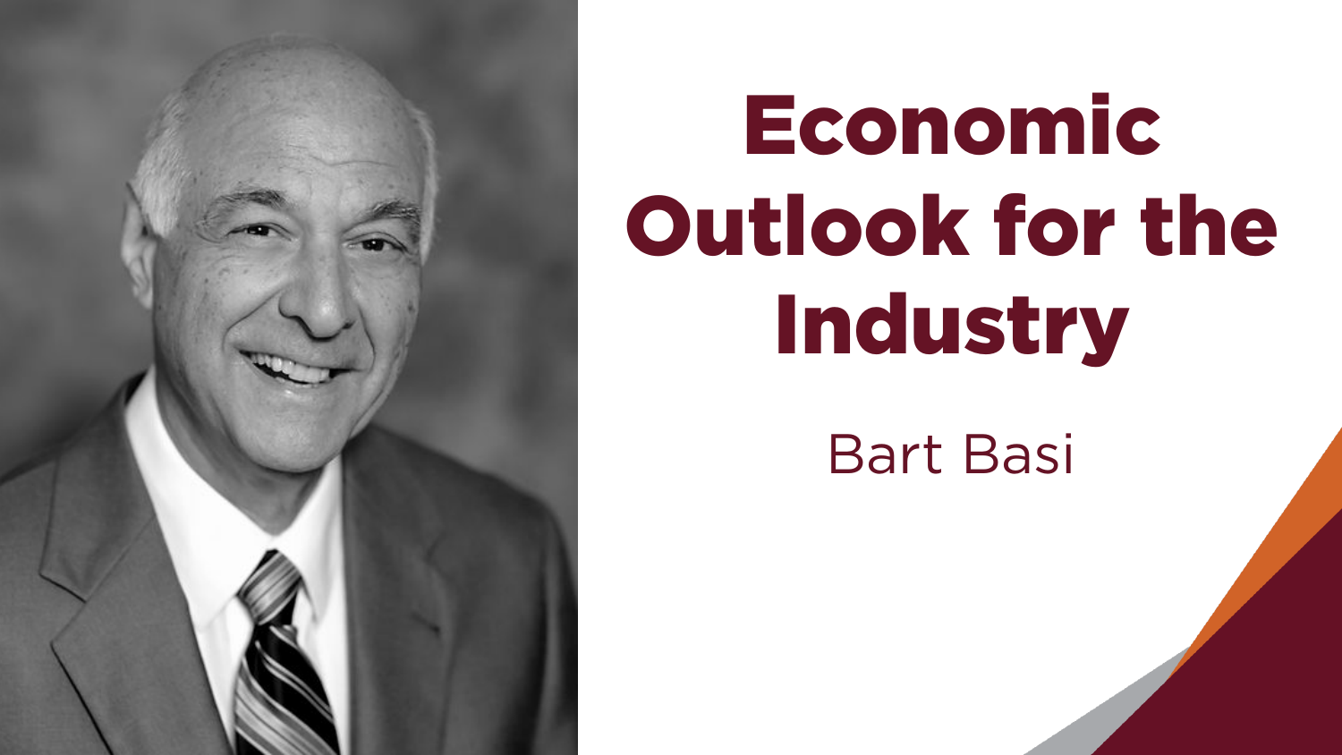# Economic Outlook for the Industry

Bart Basi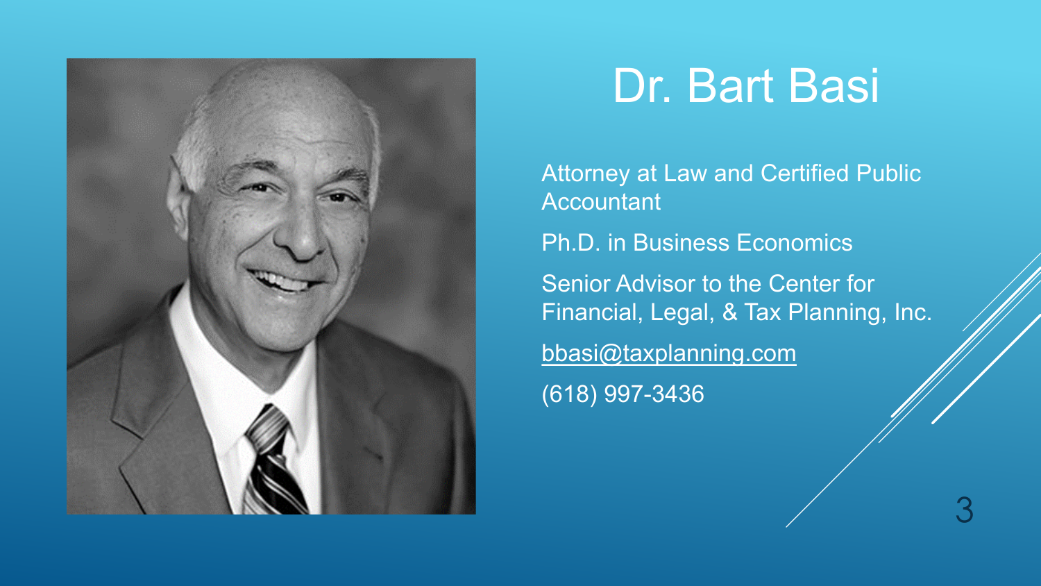# Dr. Bart Basi

Attorney at Law and Certified Public Accountant

Ph.D. in Business Economics

Senior Advisor to the Center for Financial, Legal, & Tax Planning, Inc.

bbasi@taxplanning.com

(618) 997-3436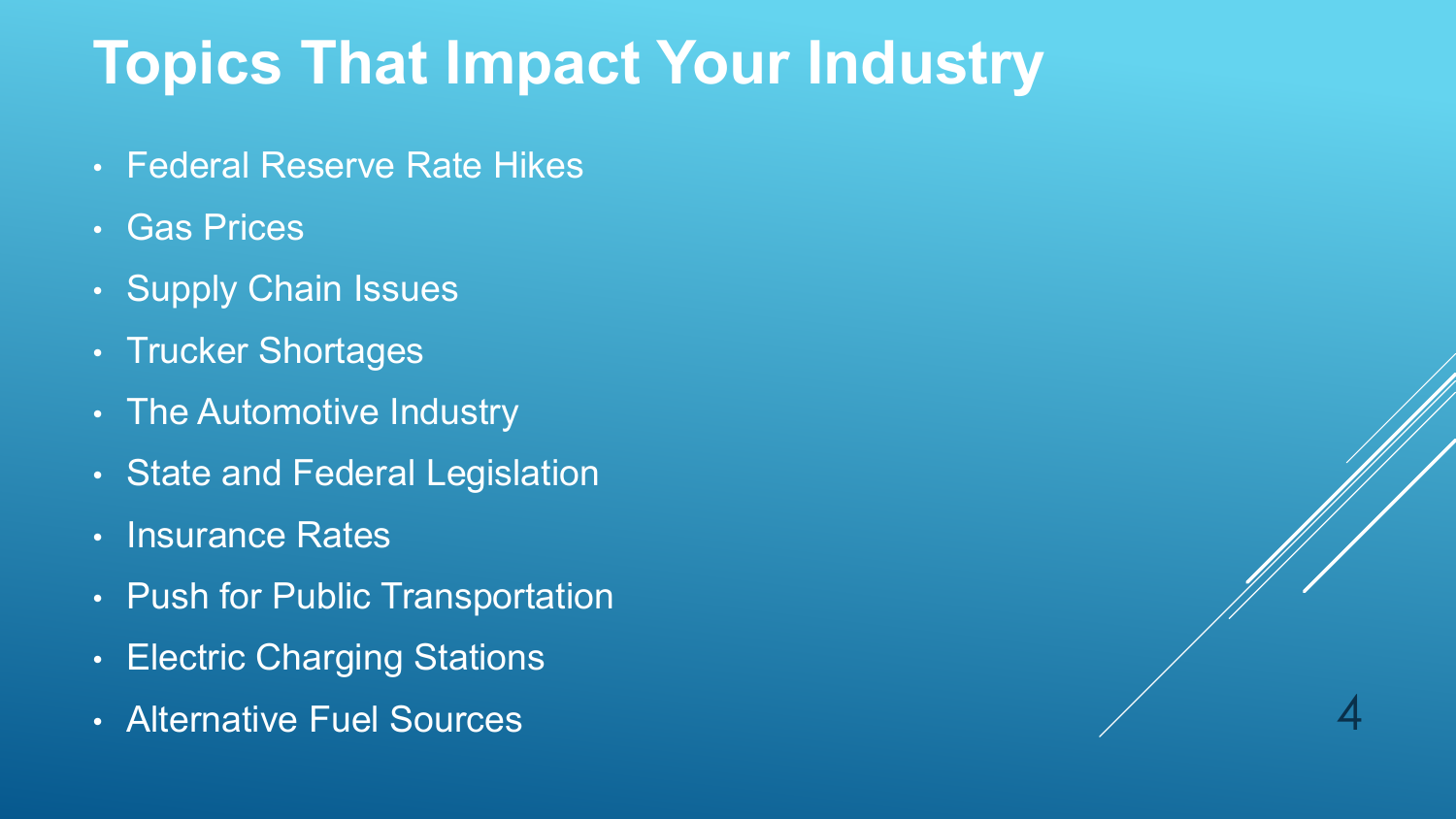# Topics That Impact Your Industry

- Federal Reserve Rate Hikes
- Gas Prices
- Supply Chain Issues
- Trucker Shortages
- The Automotive Industry
- State and Federal Legislation
- Insurance Rates
- Push for Public Transportation
- Electric Charging Stations
- Alternative Fuel Sources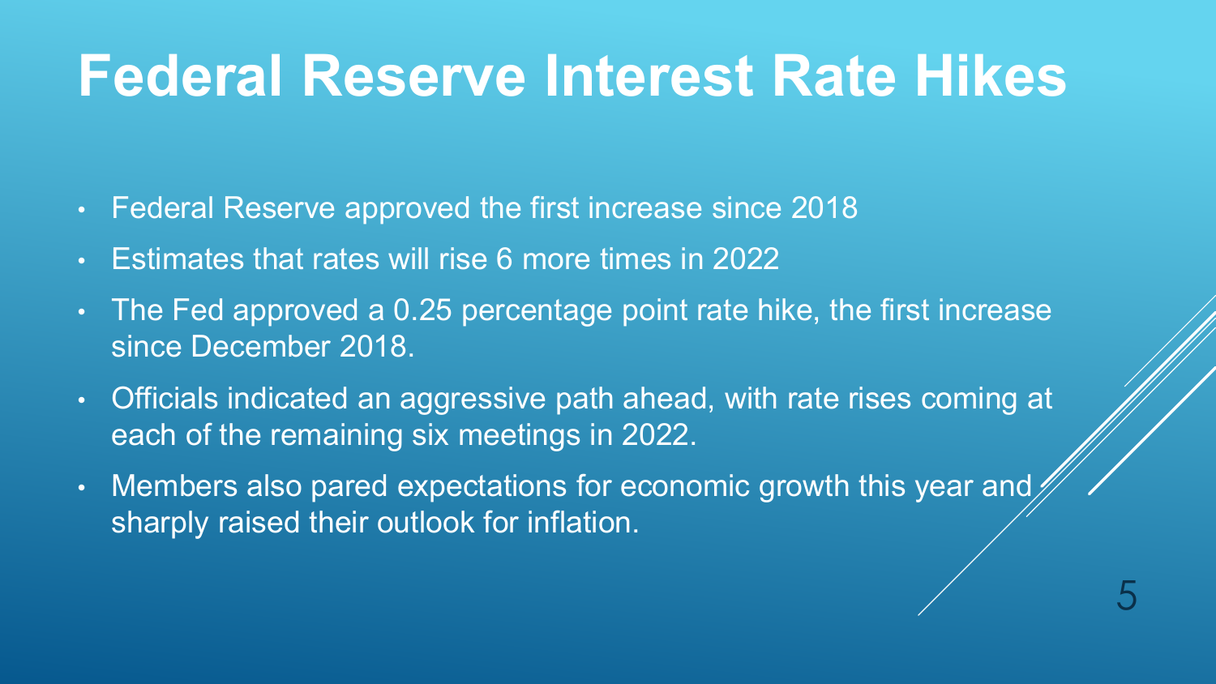# Federal Reserve Interest Rate Hikes

- Federal Reserve approved the first increase since 2018
- Estimates that rates will rise 6 more times in 2022
- The Fed approved a 0.25 percentage point rate hike, the first increase since December 2018.
- Officials indicated an aggressive path ahead, with rate rises coming at each of the remaining six meetings in 2022.
- Members also pared expectations for economic growth this year and sharply raised their outlook for inflation.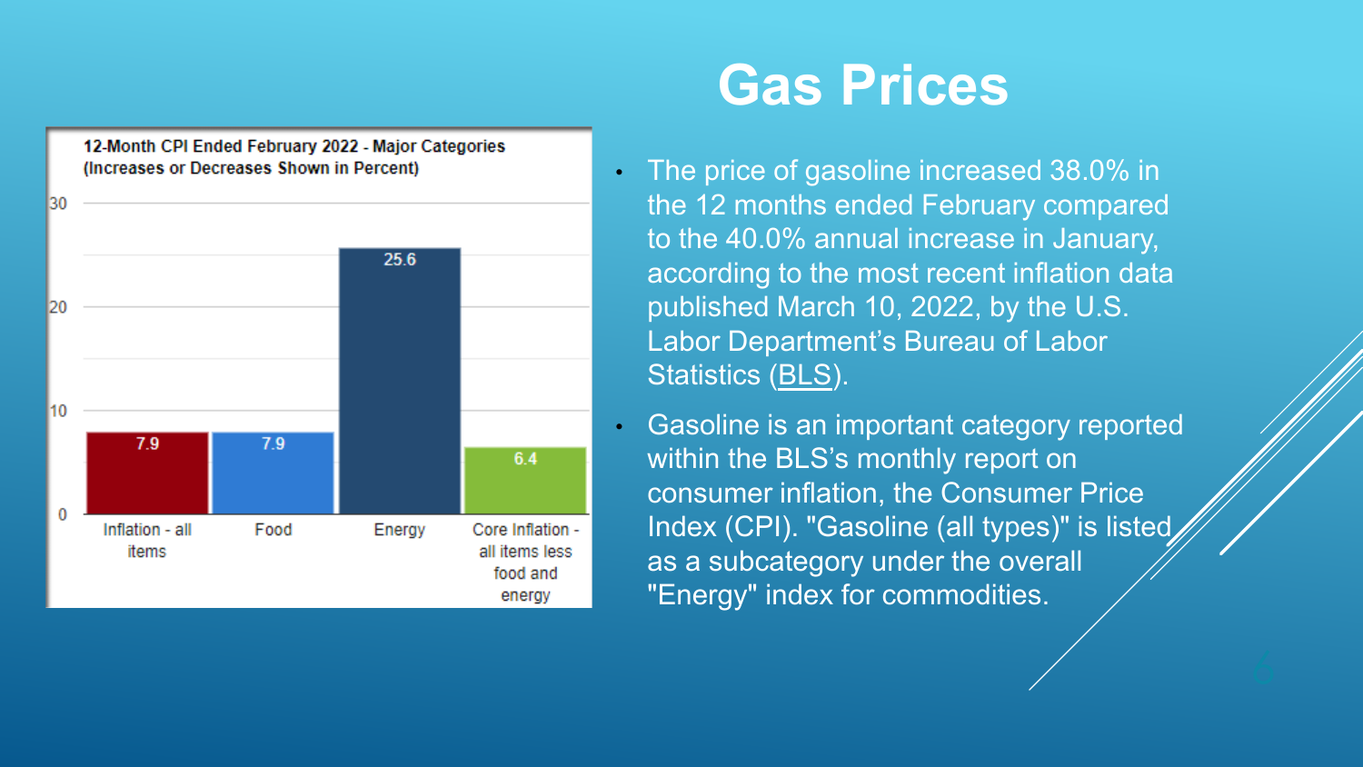# Gas Prices

**12-Month CPI Ended February 2022 - Major Categories (Increases or Decreases Shown in Percent)**

| Category | Percent |
|---|---|
| Inflation - all items | 7.9 |
| Food | 7.9 |
| Energy | 25.6 |
| Core Inflation - all items less food and energy | 6.4 |

- The price of gasoline increased 38.0% in the 12 months ended February compared to the 40.0% annual increase in January, according to the most recent inflation data published March 10, 2022, by the U.S. Labor Department's Bureau of Labor Statistics (BLS).
- Gasoline is an important category reported within the BLS's monthly report on consumer inflation, the Consumer Price Index (CPI). "Gasoline (all types)" is listed as a subcategory under the overall "Energy" index for commodities.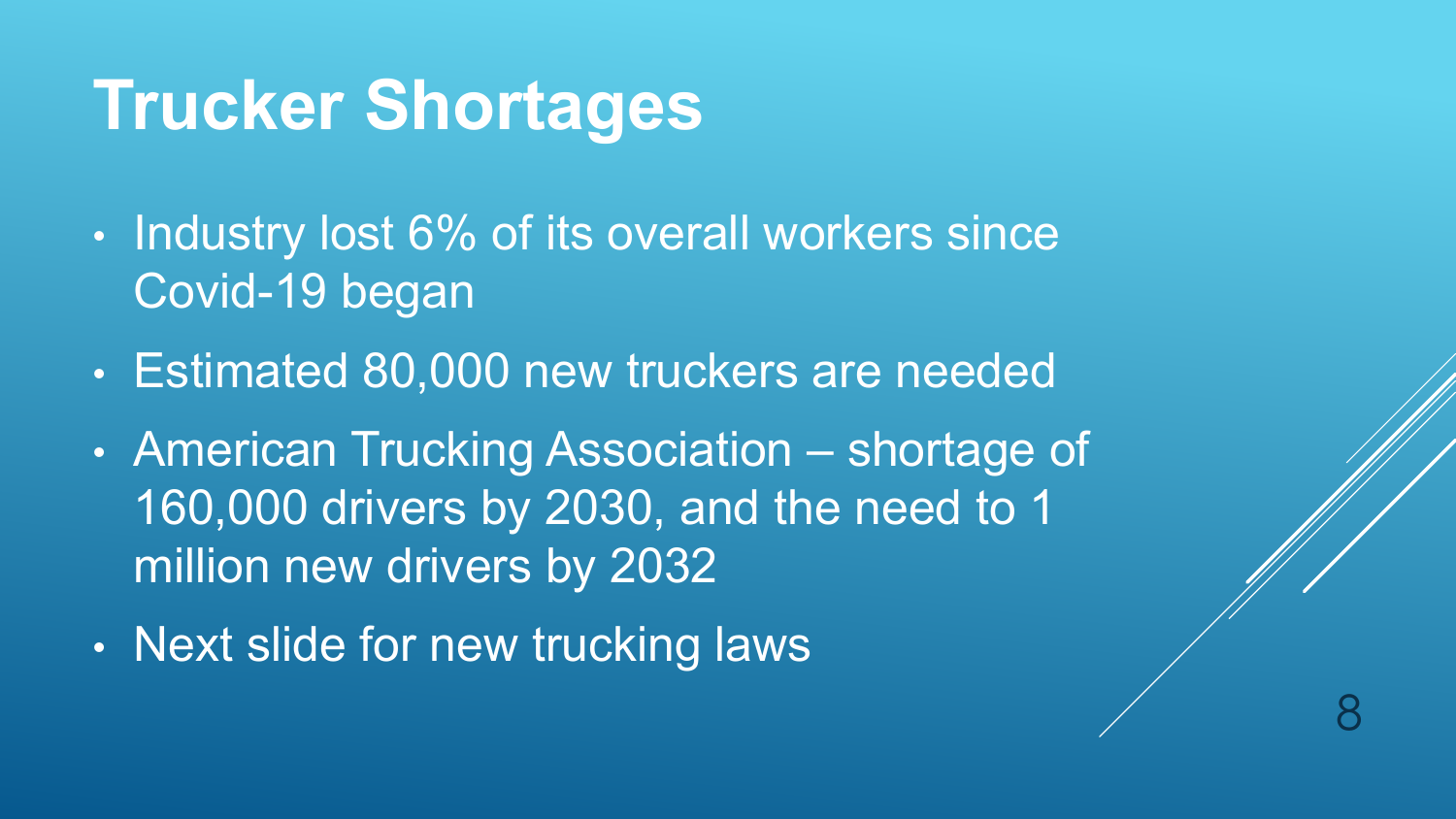# Trucker Shortages

- Industry lost 6% of its overall workers since Covid-19 began
- Estimated 80,000 new truckers are needed
- American Trucking Association – shortage of 160,000 drivers by 2030, and the need to 1 million new drivers by 2032
- Next slide for new trucking laws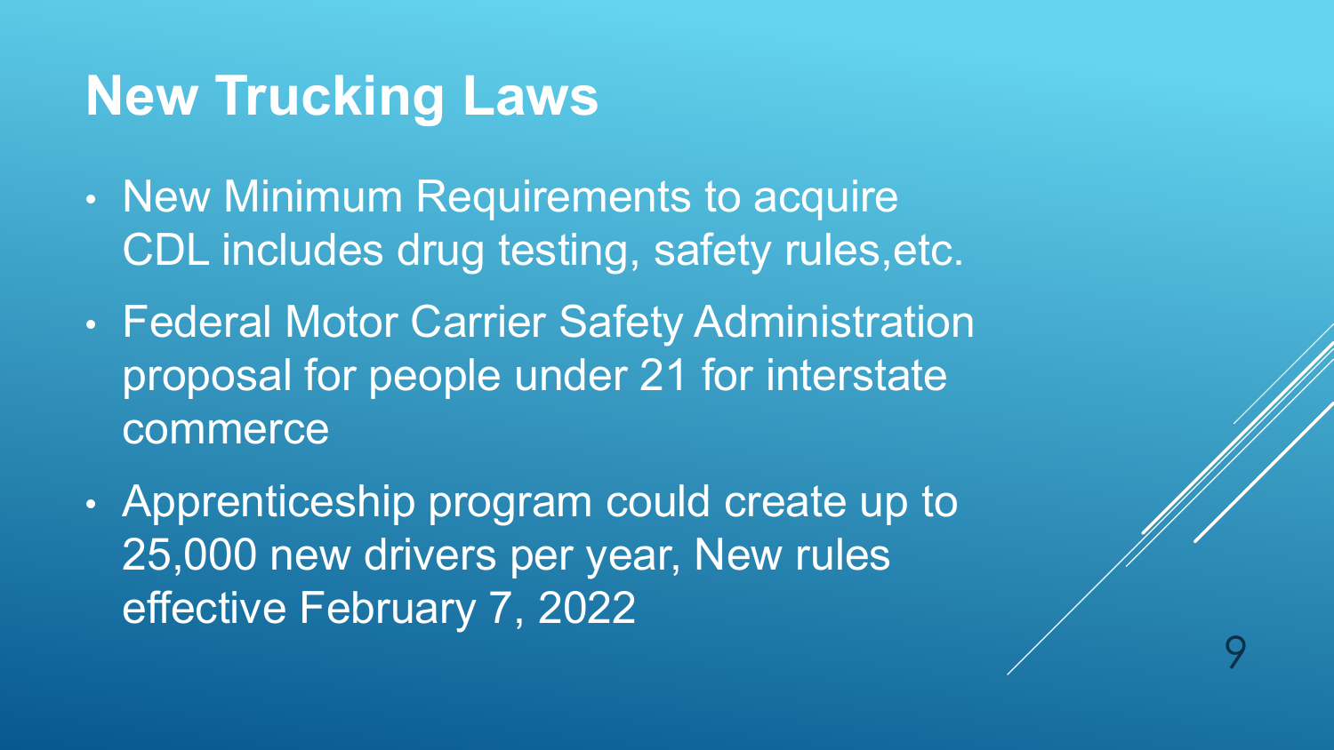# New Trucking Laws

- New Minimum Requirements to acquire CDL includes drug testing, safety rules,etc.
- Federal Motor Carrier Safety Administration proposal for people under 21 for interstate commerce
- Apprenticeship program could create up to 25,000 new drivers per year, New rules effective February 7, 2022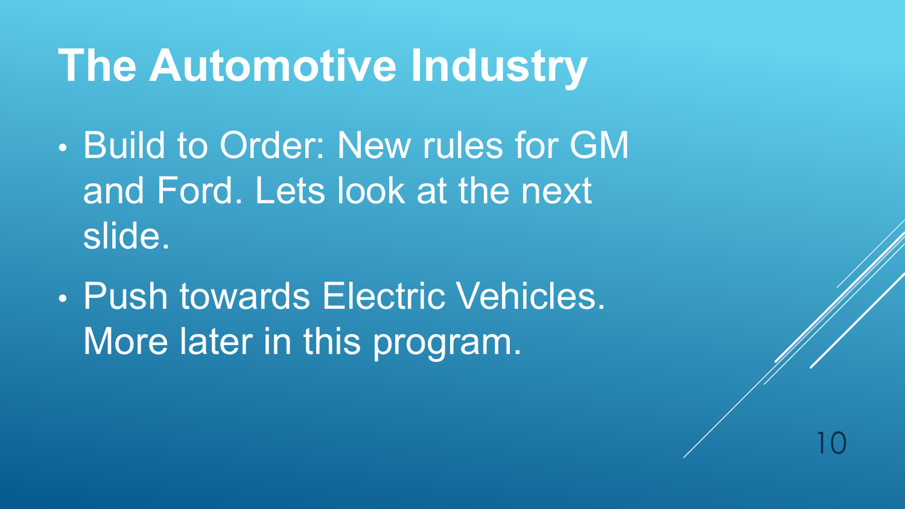# The Automotive Industry

- Build to Order: New rules for GM and Ford. Lets look at the next slide.
- Push towards Electric Vehicles. More later in this program.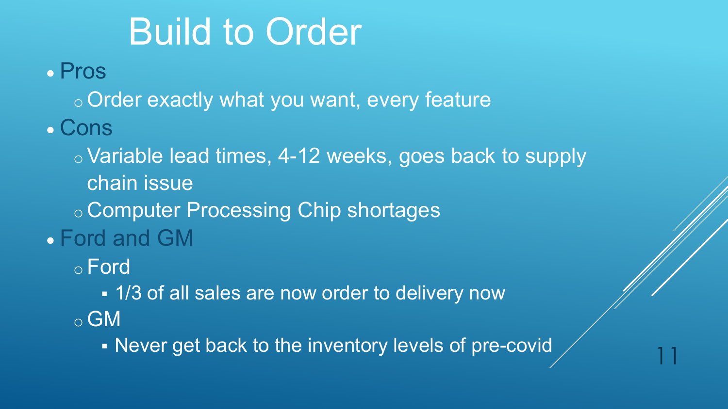# Build to Order

- Pros
  - Order exactly what you want, every feature
- Cons
  - Variable lead times, 4-12 weeks, goes back to supply chain issue
  - Computer Processing Chip shortages
- Ford and GM
  - Ford
    - 1/3 of all sales are now order to delivery now
  - GM
    - Never get back to the inventory levels of pre-covid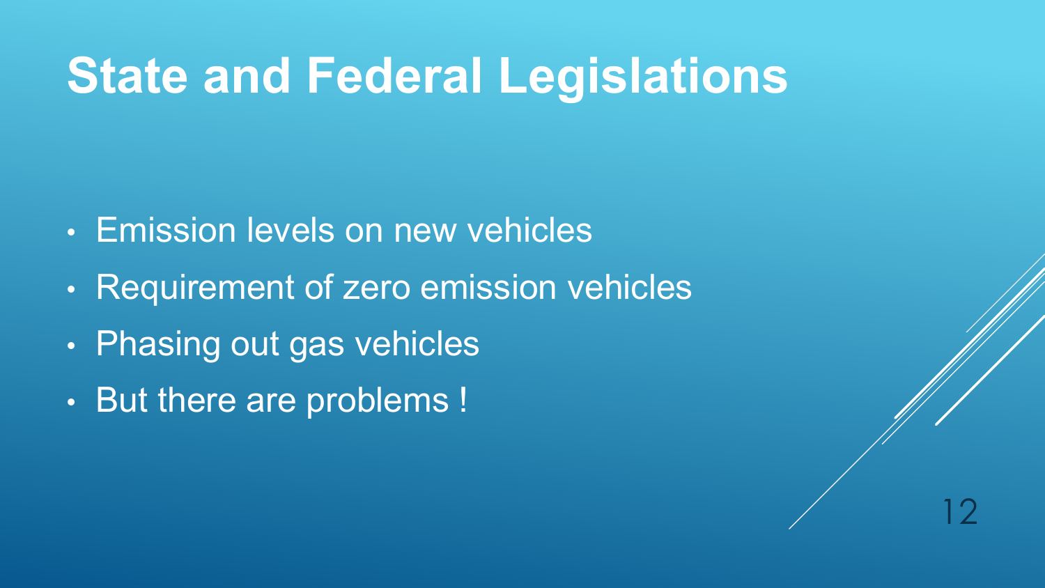# State and Federal Legislations

- Emission levels on new vehicles
- Requirement of zero emission vehicles
- Phasing out gas vehicles
- But there are problems !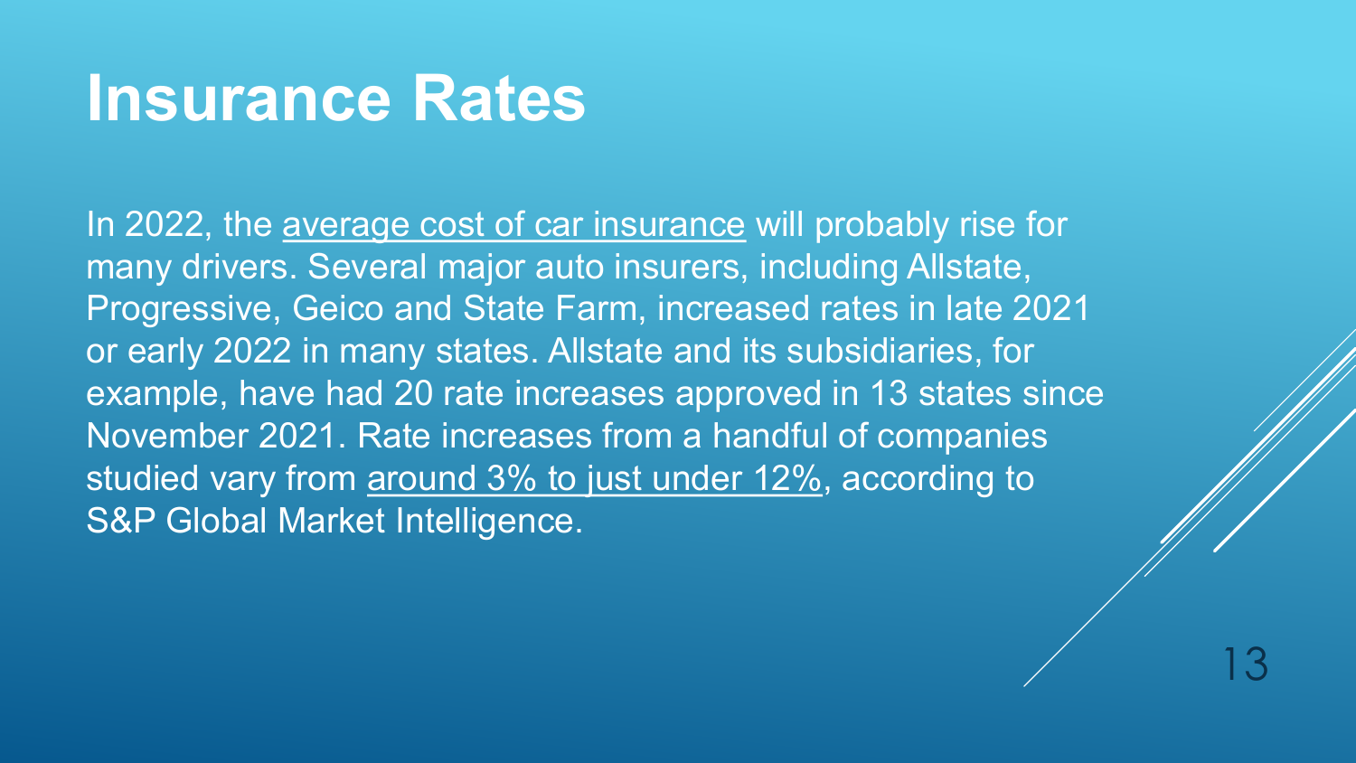# Insurance Rates

In 2022, the average cost of car insurance will probably rise for many drivers. Several major auto insurers, including Allstate, Progressive, Geico and State Farm, increased rates in late 2021 or early 2022 in many states. Allstate and its subsidiaries, for example, have had 20 rate increases approved in 13 states since November 2021. Rate increases from a handful of companies studied vary from around 3% to just under 12%, according to S&P Global Market Intelligence.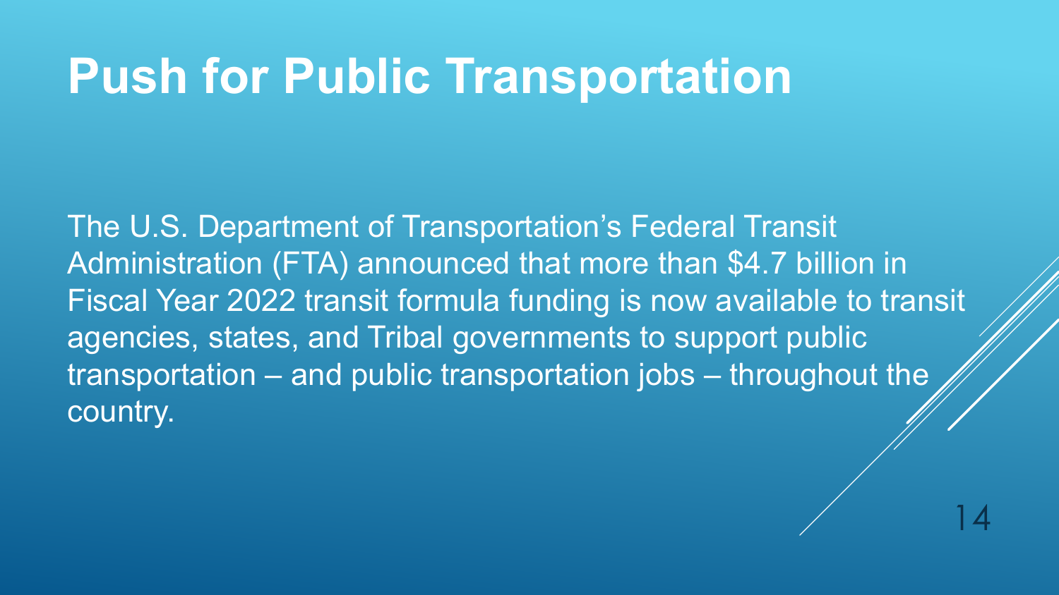# Push for Public Transportation

The U.S. Department of Transportation's Federal Transit Administration (FTA) announced that more than $4.7 billion in Fiscal Year 2022 transit formula funding is now available to transit agencies, states, and Tribal governments to support public transportation – and public transportation jobs – throughout the country.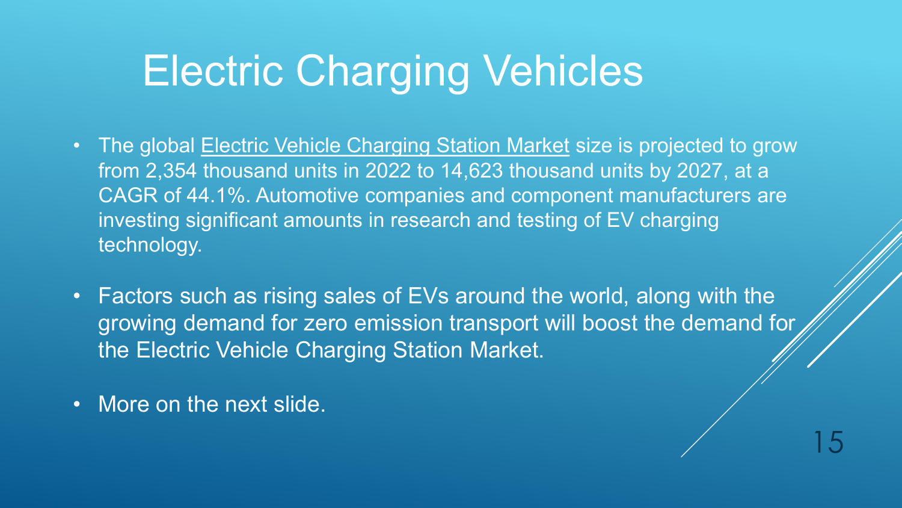# Electric Charging Vehicles

- The global Electric Vehicle Charging Station Market size is projected to grow from 2,354 thousand units in 2022 to 14,623 thousand units by 2027, at a CAGR of 44.1%. Automotive companies and component manufacturers are investing significant amounts in research and testing of EV charging technology.
- Factors such as rising sales of EVs around the world, along with the growing demand for zero emission transport will boost the demand for the Electric Vehicle Charging Station Market.
- More on the next slide.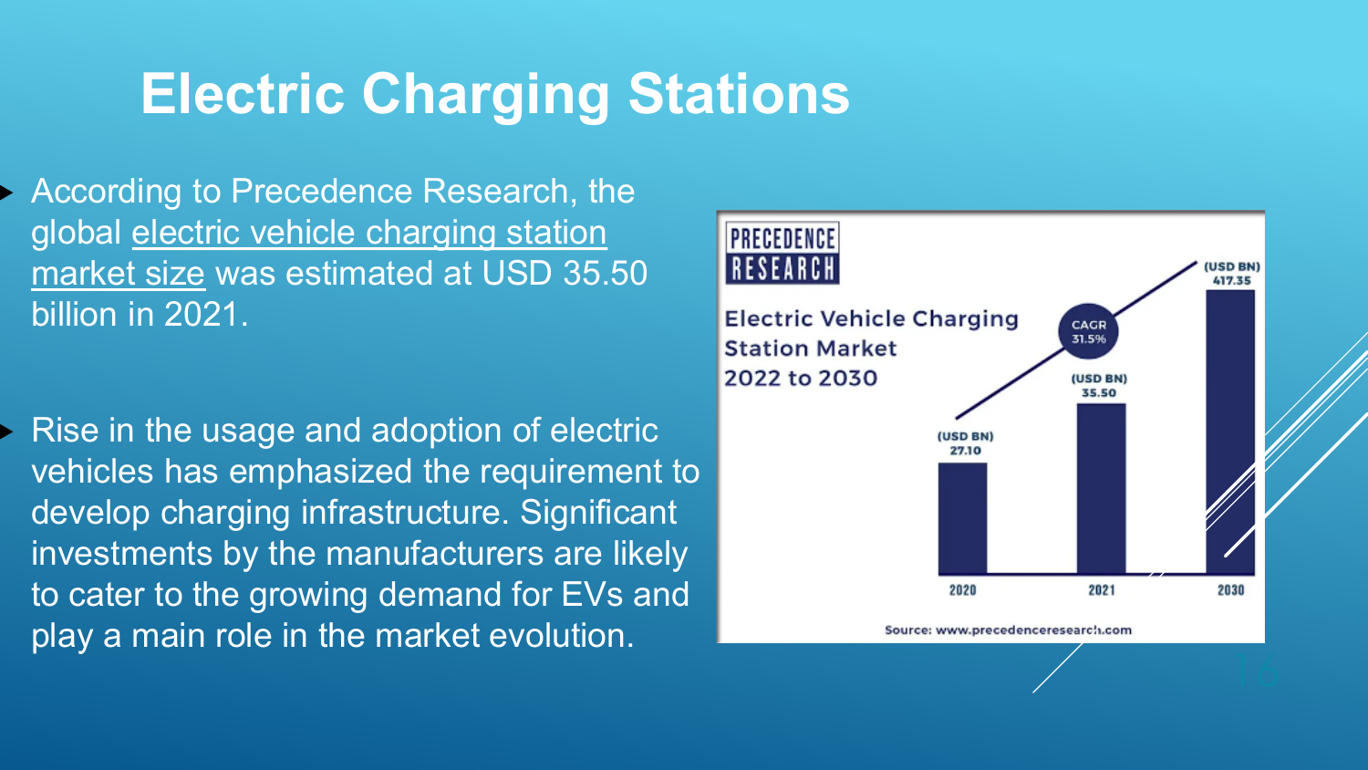# Electric Charging Stations

- According to Precedence Research, the global electric vehicle charging station market size was estimated at USD 35.50 billion in 2021.

- Rise in the usage and adoption of electric vehicles has emphasized the requirement to develop charging infrastructure. Significant investments by the manufacturers are likely to cater to the growing demand for EVs and play a main role in the market evolution.

PRECEDENCE RESEARCH

Electric Vehicle Charging Station Market 2022 to 2030

| Year | Market Size (USD BN) |
| --- | --- |
| 2020 | 27.10 |
| 2021 | 35.50 |
| 2030 | 417.35 |

CAGR 31.5%

Source: www.precedenceresearch.com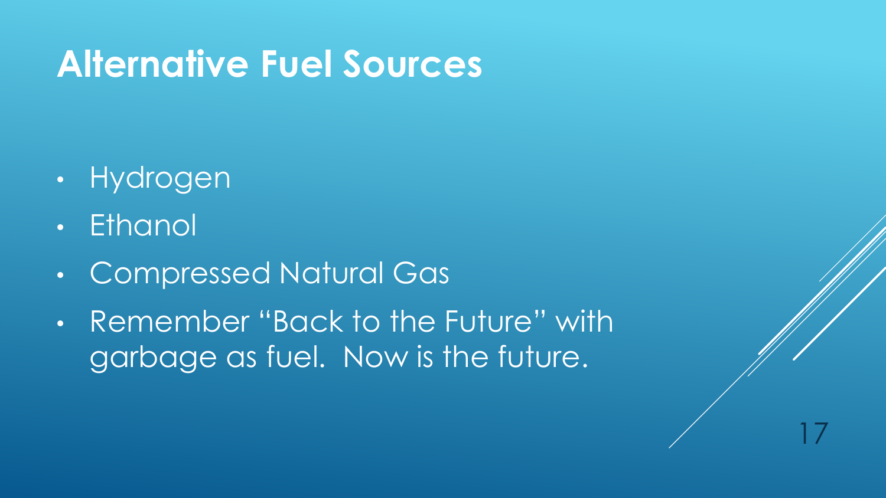# Alternative Fuel Sources

- Hydrogen
- Ethanol
- Compressed Natural Gas
- Remember "Back to the Future" with garbage as fuel.  Now is the future.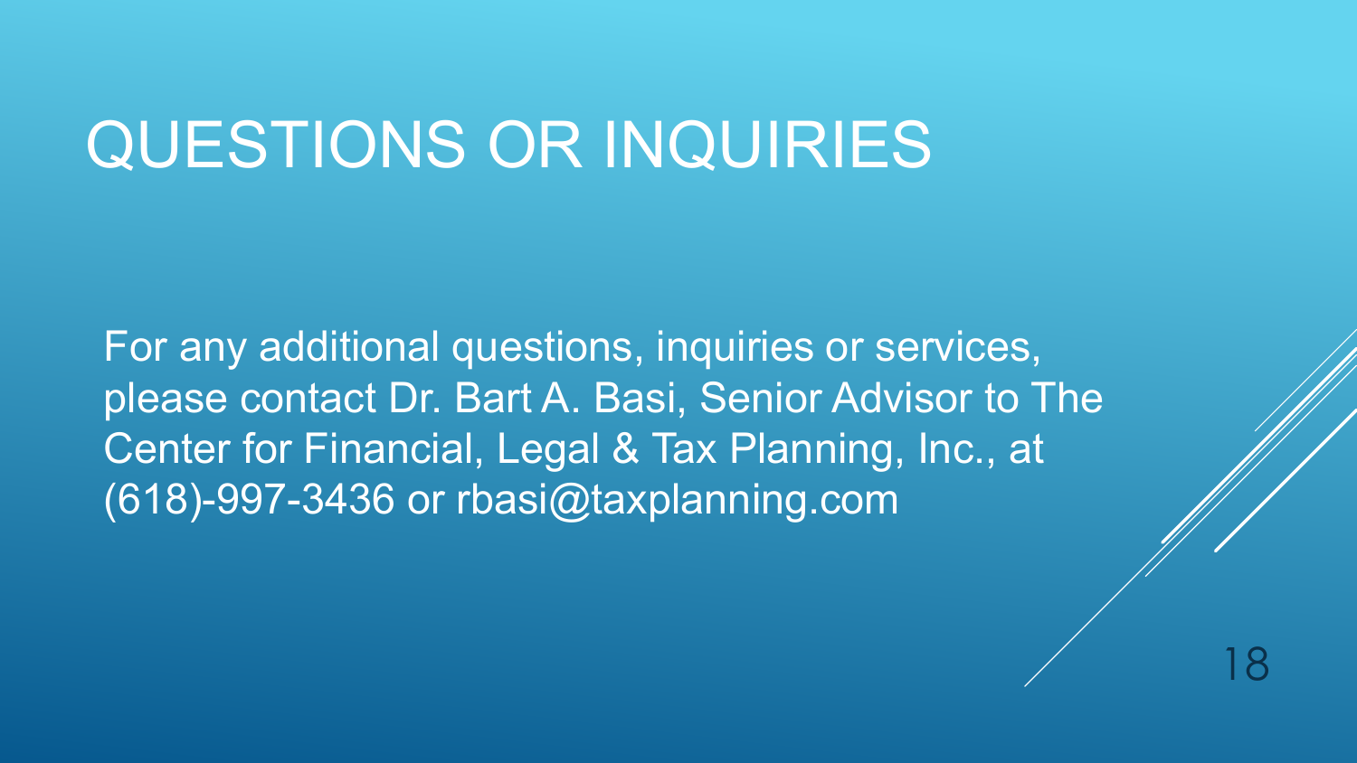# QUESTIONS OR INQUIRIES

For any additional questions, inquiries or services, please contact Dr. Bart A. Basi, Senior Advisor to The Center for Financial, Legal & Tax Planning, Inc., at (618)-997-3436 or rbasi@taxplanning.com